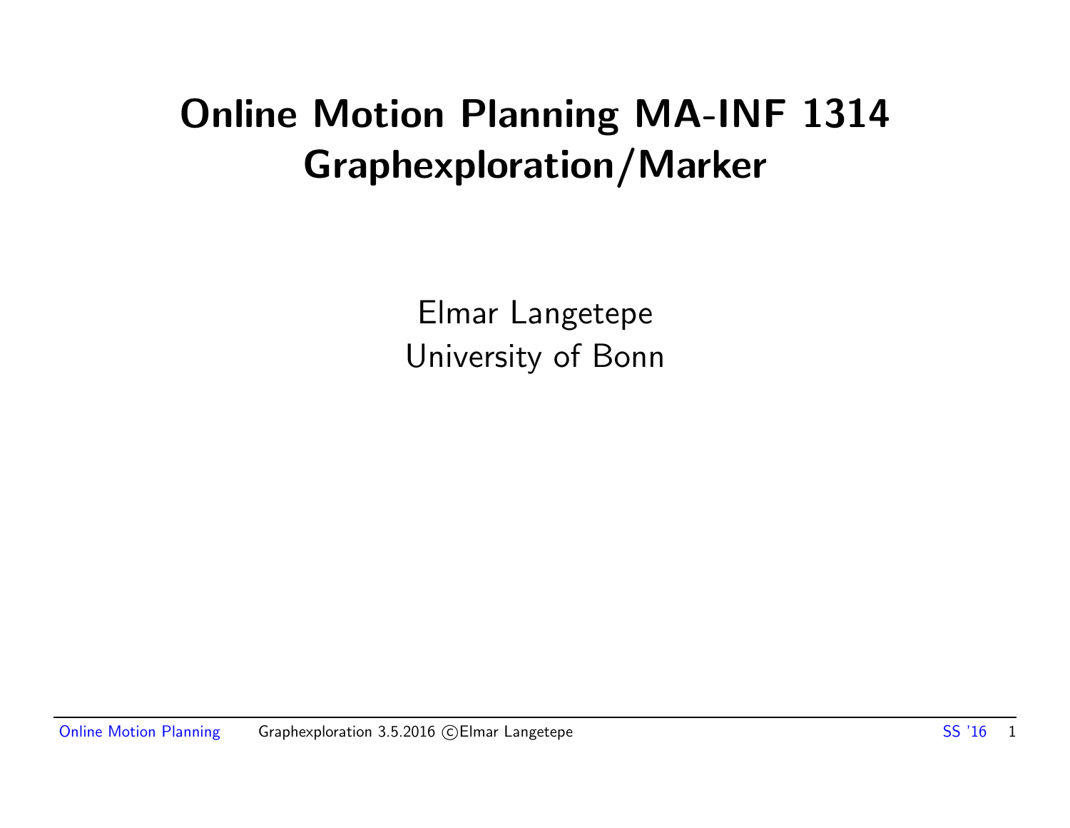# Online Motion Planning MA-INF 1314
# Graphexploration/Marker

Elmar Langetepe
University of Bonn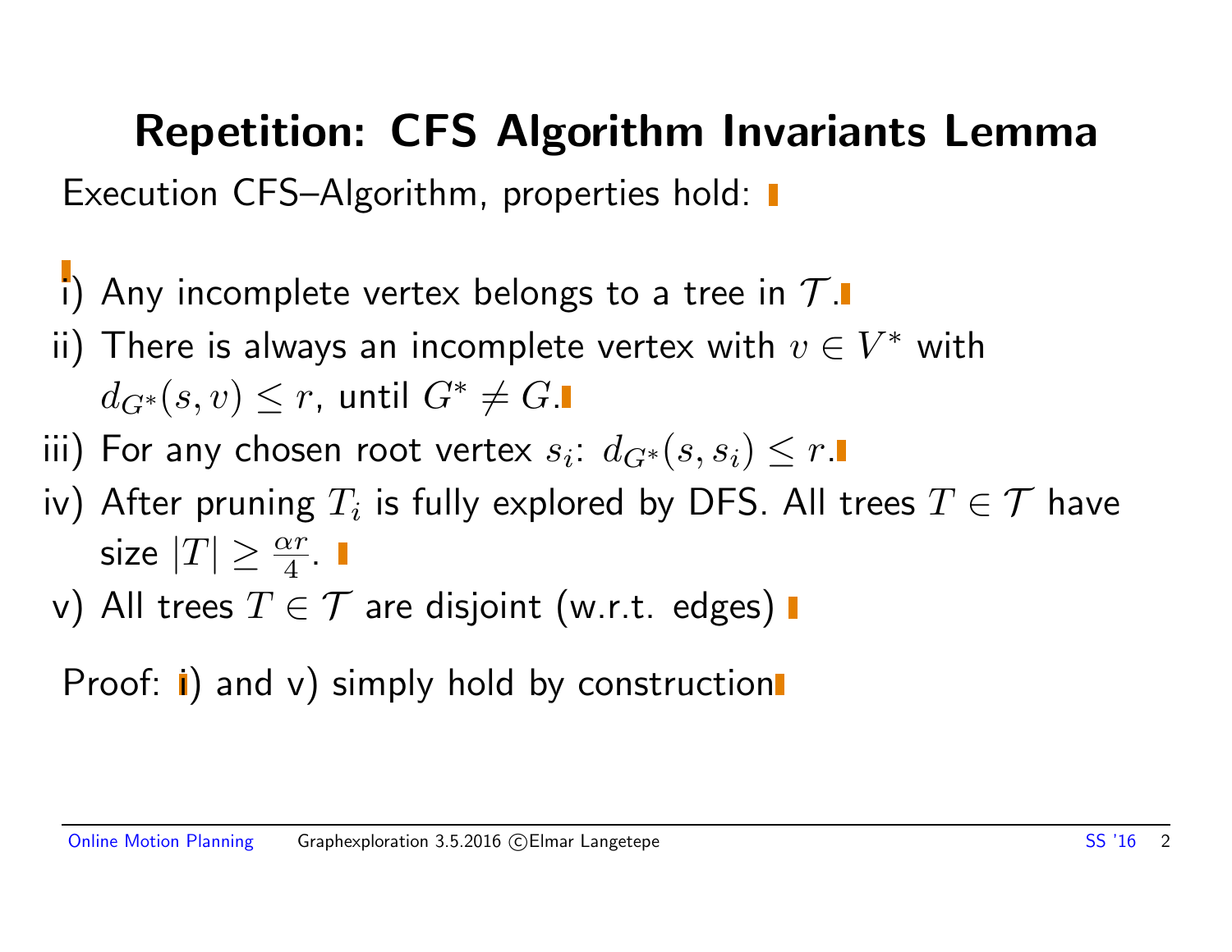# Repetition: CFS Algorithm Invariants Lemma

Execution CFS–Algorithm, properties hold:

i) Any incomplete vertex belongs to a tree in $\mathcal{T}$.

ii) There is always an incomplete vertex with $v \in V^*$ with $d_{G^*}(s, v) \leq r$, until $G^* \neq G$.

iii) For any chosen root vertex $s_i$: $d_{G^*}(s, s_i) \leq r$.

iv) After pruning $T_i$ is fully explored by DFS. All trees $T \in \mathcal{T}$ have size $|T| \geq \frac{\alpha r}{4}$.

v) All trees $T \in \mathcal{T}$ are disjoint (w.r.t. edges)

Proof: i) and v) simply hold by construction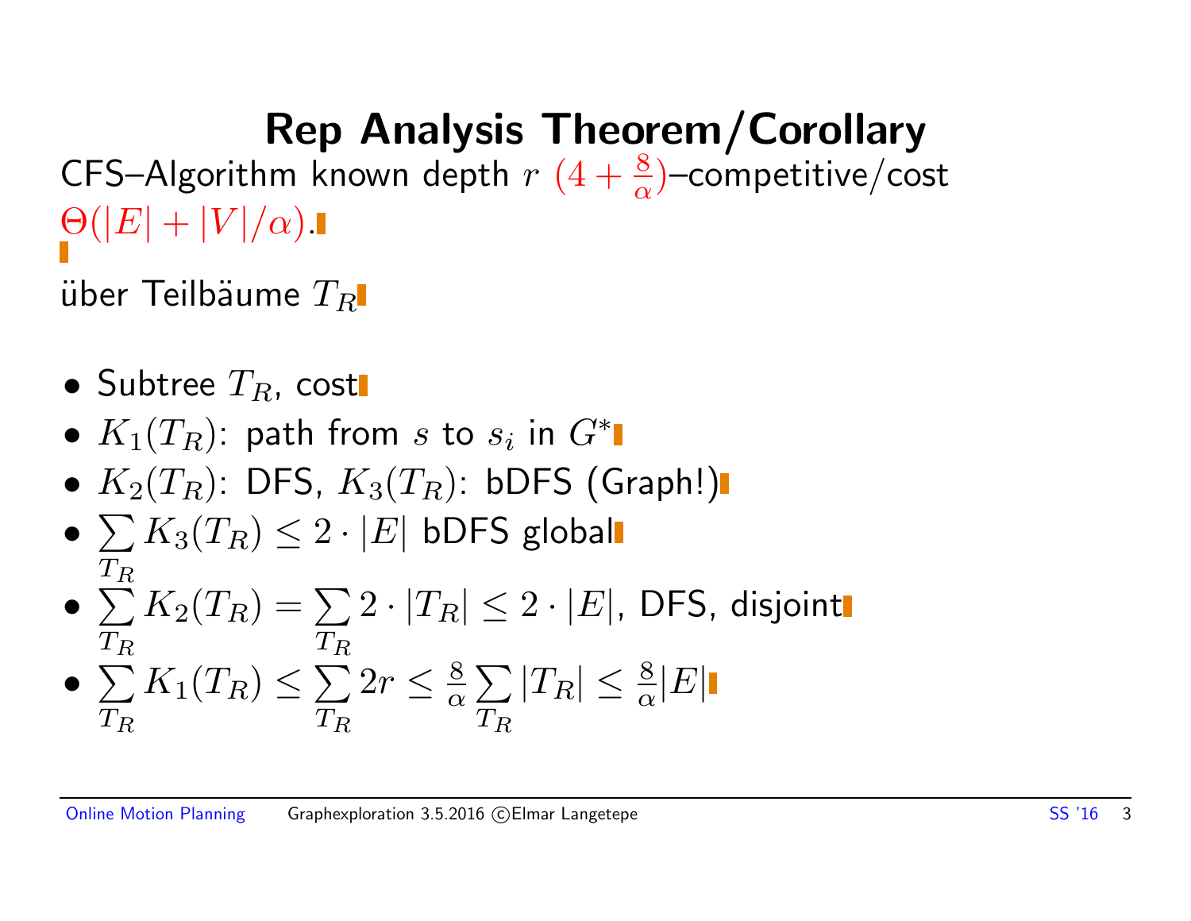# Rep Analysis Theorem/Corollary

CFS–Algorithm known depth $r$ $(4 + \frac{8}{\alpha})$–competitive/cost $\Theta(|E| + |V|/\alpha)$.

über Teilbäume $T_R$

- Subtree $T_R$, cost
- $K_1(T_R)$: path from $s$ to $s_i$ in $G^*$
- $K_2(T_R)$: DFS, $K_3(T_R)$: bDFS (Graph!)
- $\sum_{T_R} K_3(T_R) \leq 2 \cdot |E|$ bDFS global
- $\sum_{T_R} K_2(T_R) = \sum_{T_R} 2 \cdot |T_R| \leq 2 \cdot |E|$, DFS, disjoint
- $\sum_{T_R} K_1(T_R) \leq \sum_{T_R} 2r \leq \frac{8}{\alpha} \sum_{T_R} |T_R| \leq \frac{8}{\alpha}|E|$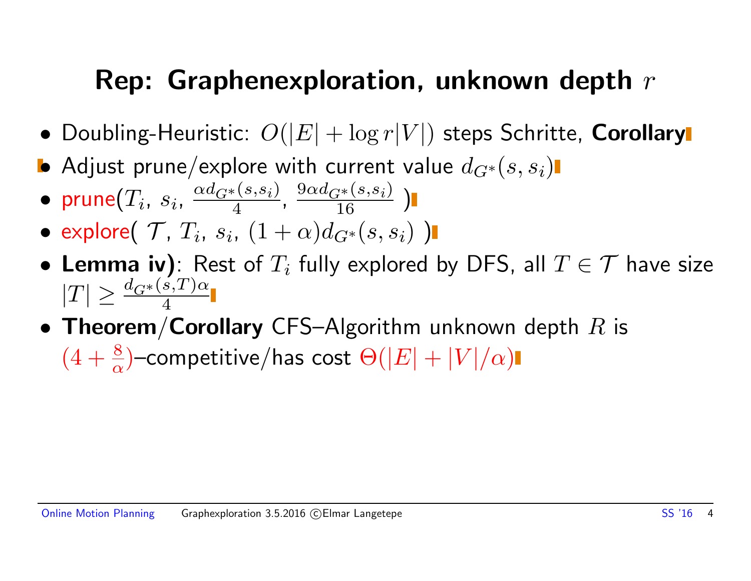# Rep: Graphenexploration, unknown depth $r$

- Doubling-Heuristic: $O(|E| + \log r|V|)$ steps Schritte, **Corollary**
- Adjust prune/explore with current value $d_{G^*}(s, s_i)$
- prune($T_i$, $s_i$, $\frac{\alpha d_{G^*}(s,s_i)}{4}$, $\frac{9\alpha d_{G^*}(s,s_i)}{16}$ )
- explore( $\mathcal{T}$, $T_i$, $s_i$, $(1+\alpha)d_{G^*}(s, s_i)$ )
- **Lemma iv)**: Rest of $T_i$ fully explored by DFS, all $T \in \mathcal{T}$ have size $|T| \geq \frac{d_{G^*}(s,T)\alpha}{4}$
- **Theorem**/**Corollary** CFS–Algorithm unknown depth $R$ is $(4 + \frac{8}{\alpha})$–competitive/has cost $\Theta(|E| + |V|/\alpha)$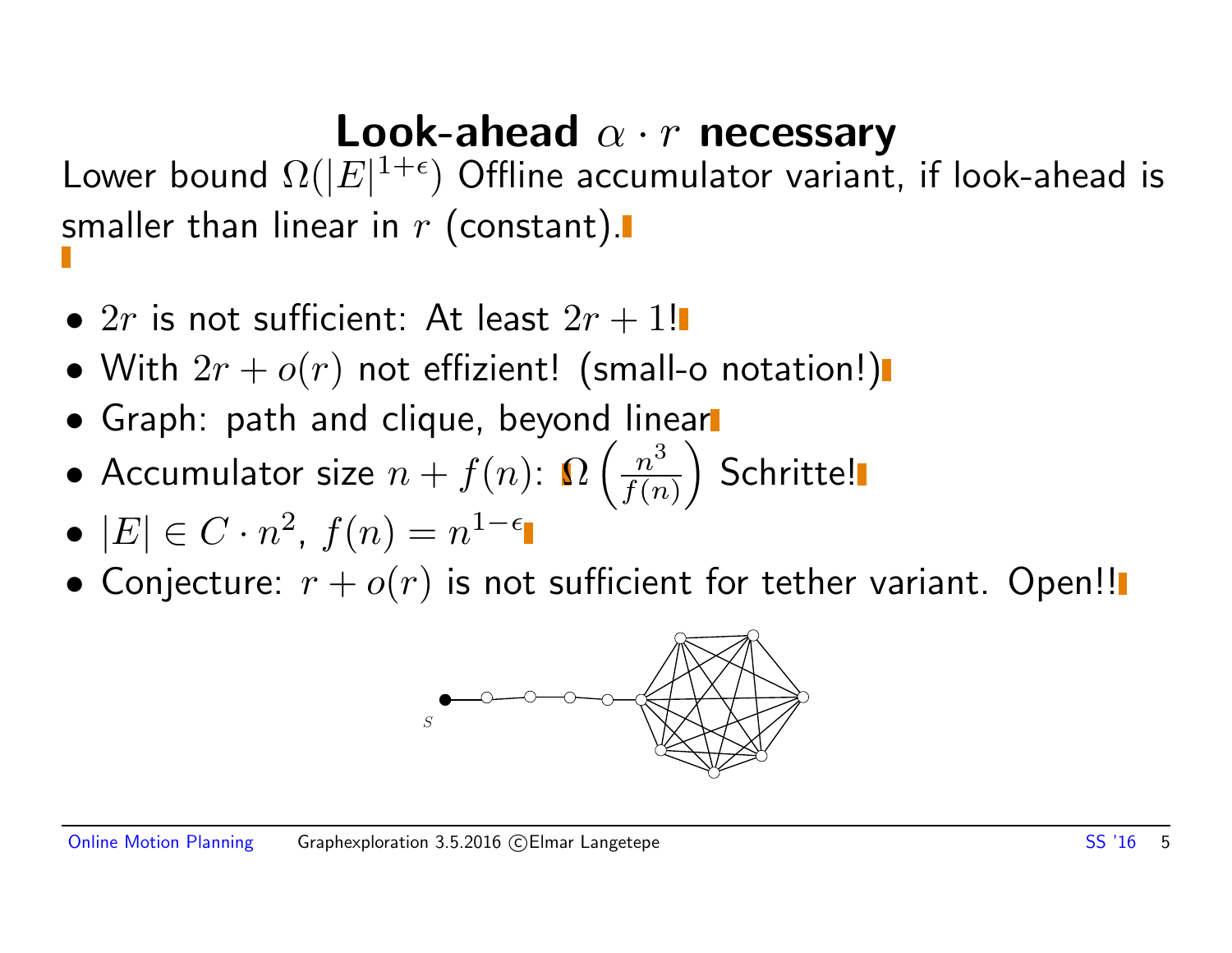# Look-ahead $\alpha \cdot r$ necessary

Lower bound $\Omega(|E|^{1+\epsilon})$ Offline accumulator variant, if look-ahead is smaller than linear in $r$ (constant).

- $2r$ is not sufficient: At least $2r + 1$!
- With $2r + o(r)$ not effizient! (small-o notation!)
- Graph: path and clique, beyond linear
- Accumulator size $n + f(n)$: $\Omega\left(\frac{n^3}{f(n)}\right)$ Schritte!
- $|E| \in C \cdot n^2$, $f(n) = n^{1-\epsilon}$
- Conjecture: $r + o(r)$ is not sufficient for tether variant. Open!!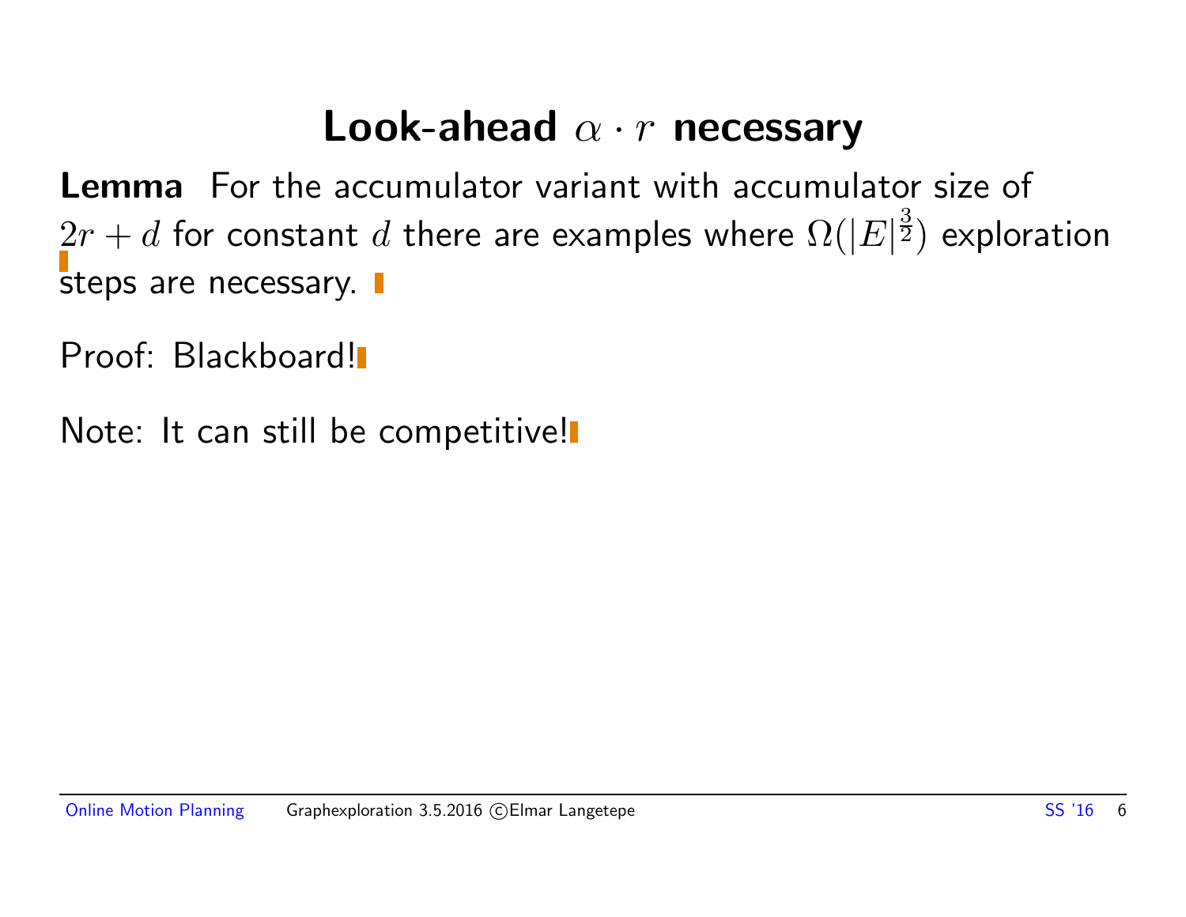# Look-ahead $\alpha \cdot r$ necessary

**Lemma** For the accumulator variant with accumulator size of $2r + d$ for constant $d$ there are examples where $\Omega(|E|^{\frac{3}{2}})$ exploration steps are necessary.

Proof: Blackboard!

Note: It can still be competitive!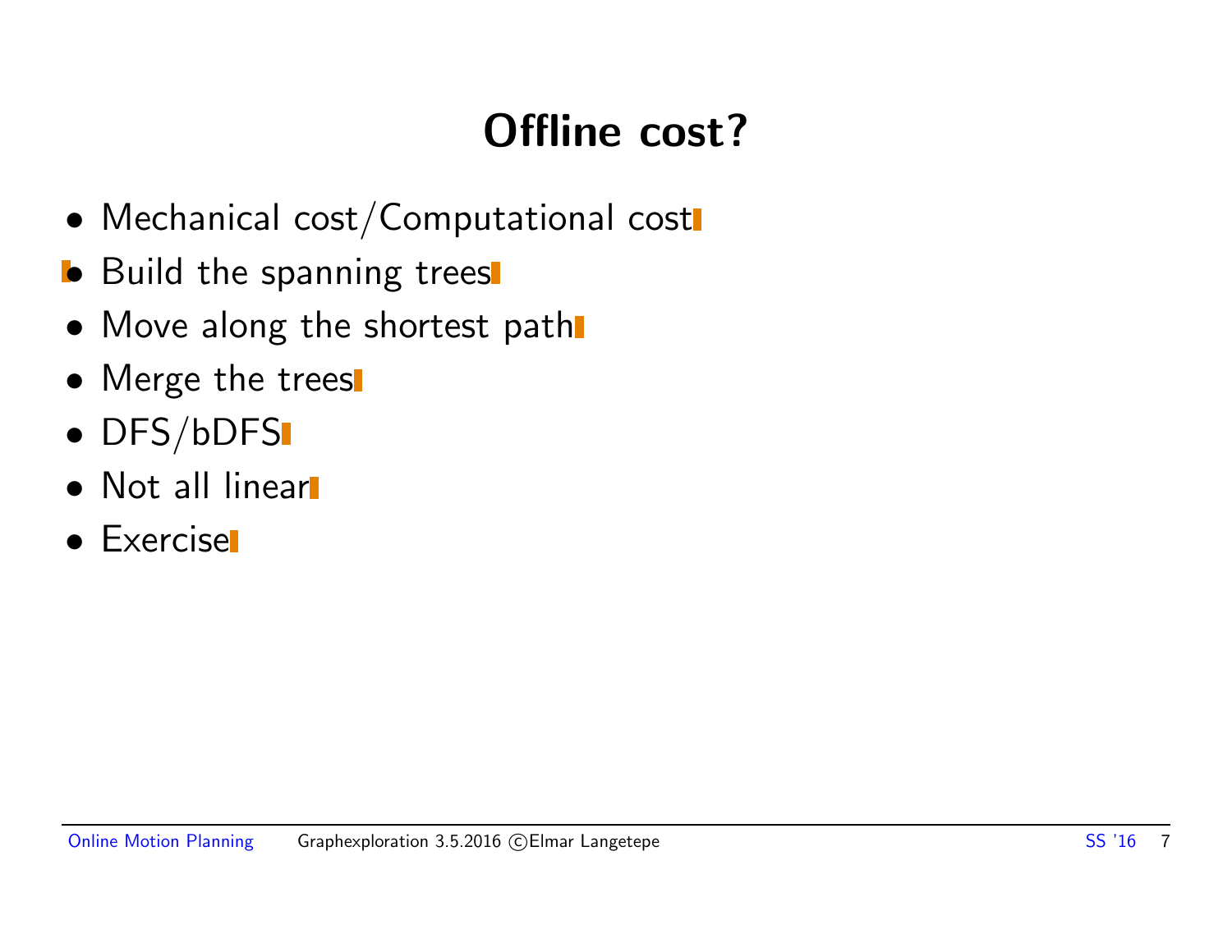# Offline cost?

- Mechanical cost/Computational cost
- Build the spanning trees
- Move along the shortest path
- Merge the trees
- DFS/bDFS
- Not all linear
- Exercise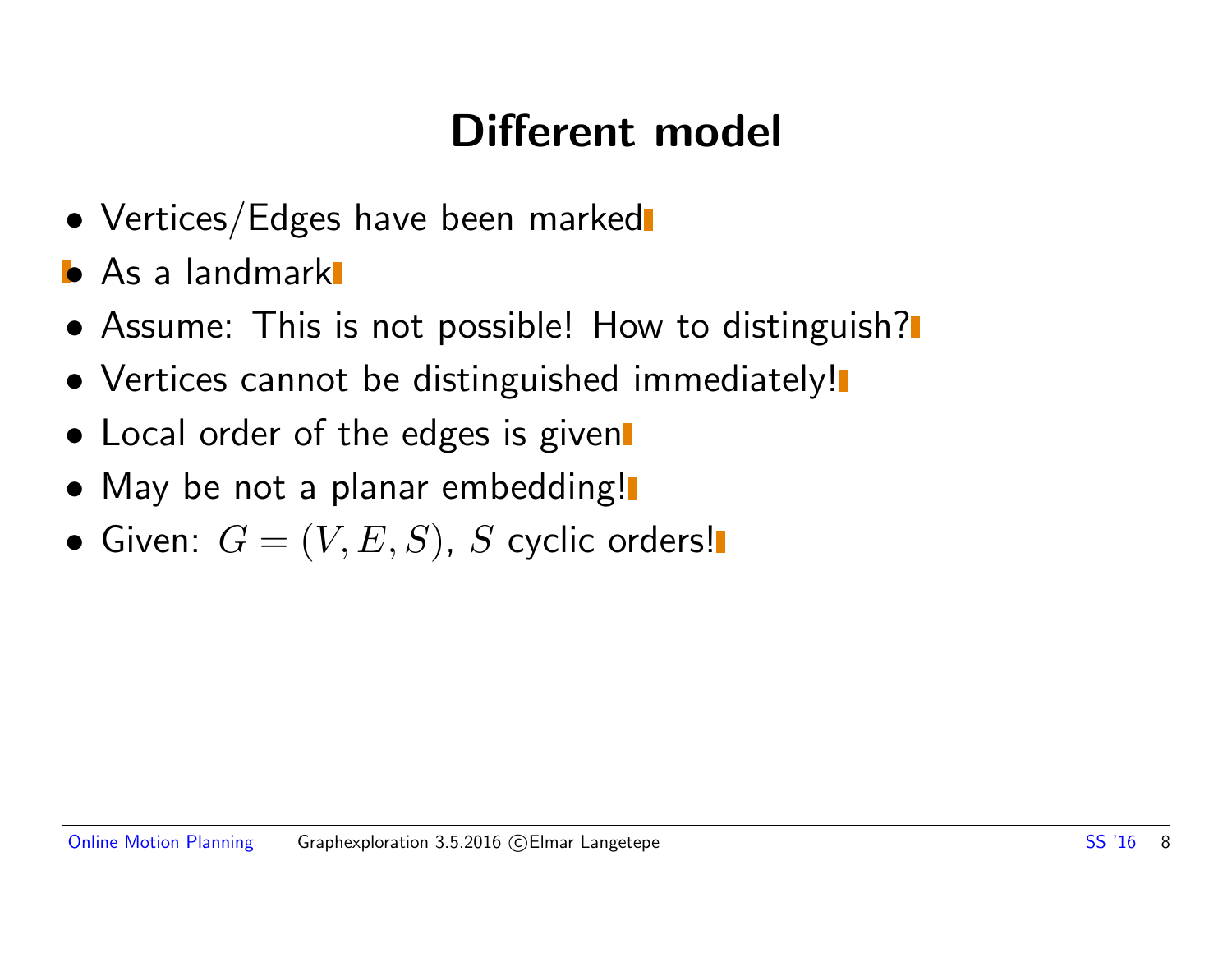# Different model

- Vertices/Edges have been marked
- As a landmark
- Assume: This is not possible! How to distinguish?
- Vertices cannot be distinguished immediately!
- Local order of the edges is given
- May be not a planar embedding!
- Given: $G = (V, E, S)$, $S$ cyclic orders!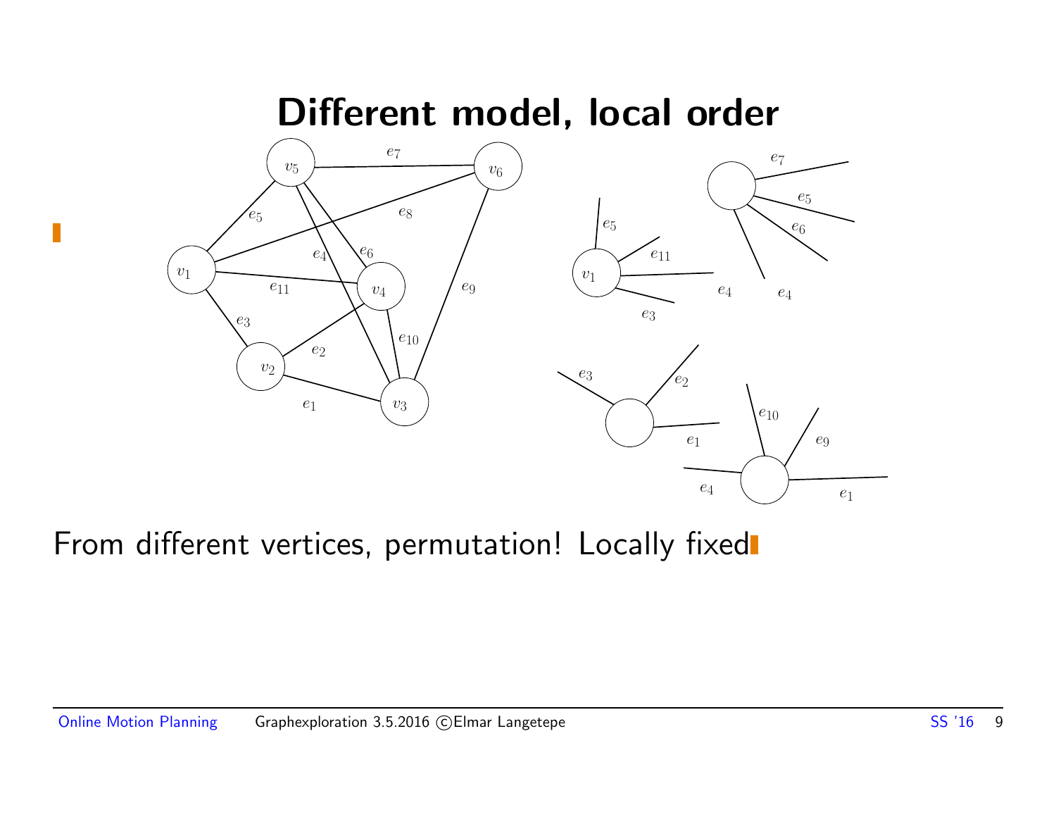# Different model, local order

From different vertices, permutation! Locally fixed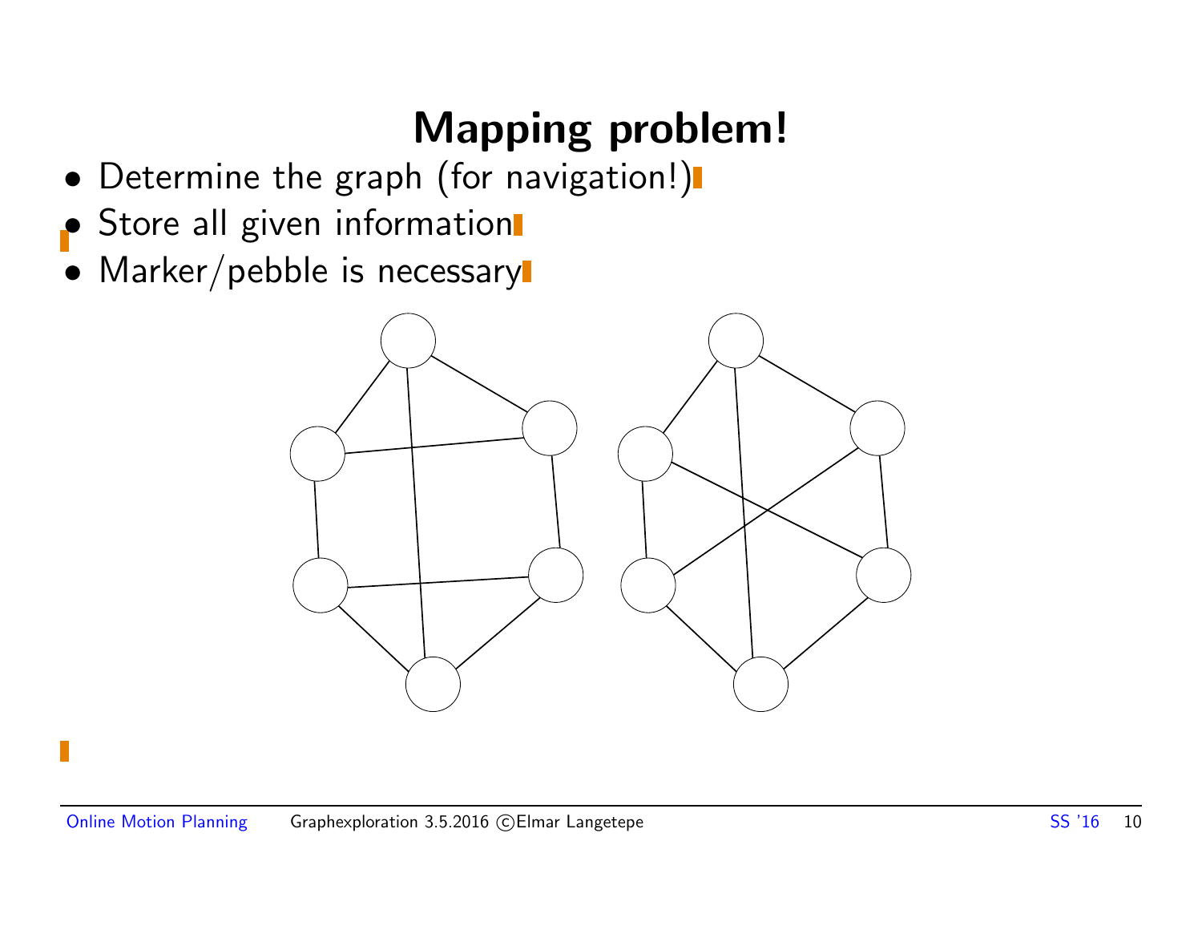# Mapping problem!

- Determine the graph (for navigation!)
- Store all given information
- Marker/pebble is necessary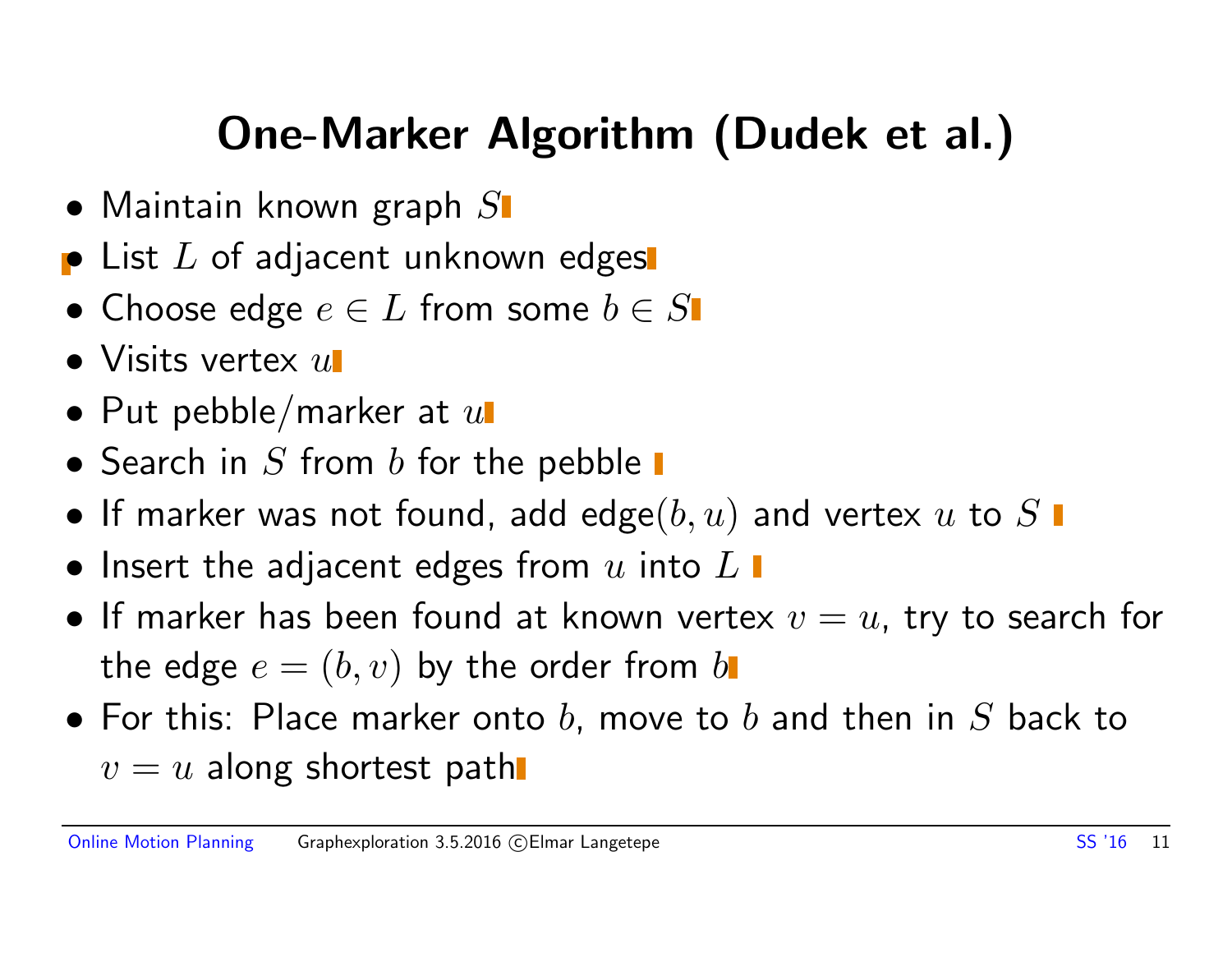# One-Marker Algorithm (Dudek et al.)

- Maintain known graph $S$
- List $L$ of adjacent unknown edges
- Choose edge $e \in L$ from some $b \in S$
- Visits vertex $u$
- Put pebble/marker at $u$
- Search in $S$ from $b$ for the pebble
- If marker was not found, add edge$(b, u)$ and vertex $u$ to $S$
- Insert the adjacent edges from $u$ into $L$
- If marker has been found at known vertex $v = u$, try to search for the edge $e = (b, v)$ by the order from $b$
- For this: Place marker onto $b$, move to $b$ and then in $S$ back to $v = u$ along shortest path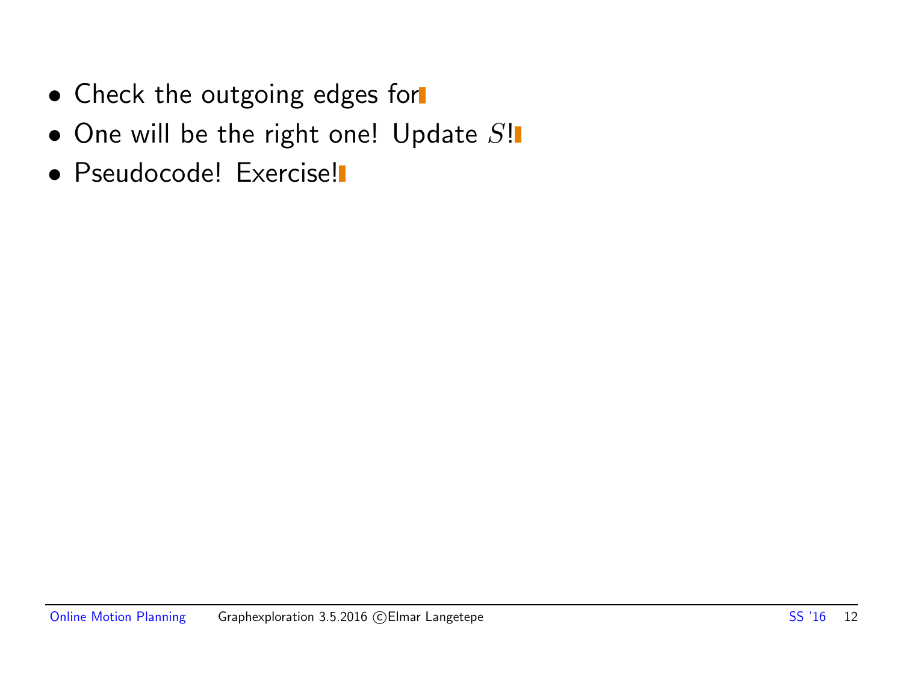- Check the outgoing edges for
- One will be the right one! Update $S$!
- Pseudocode! Exercise!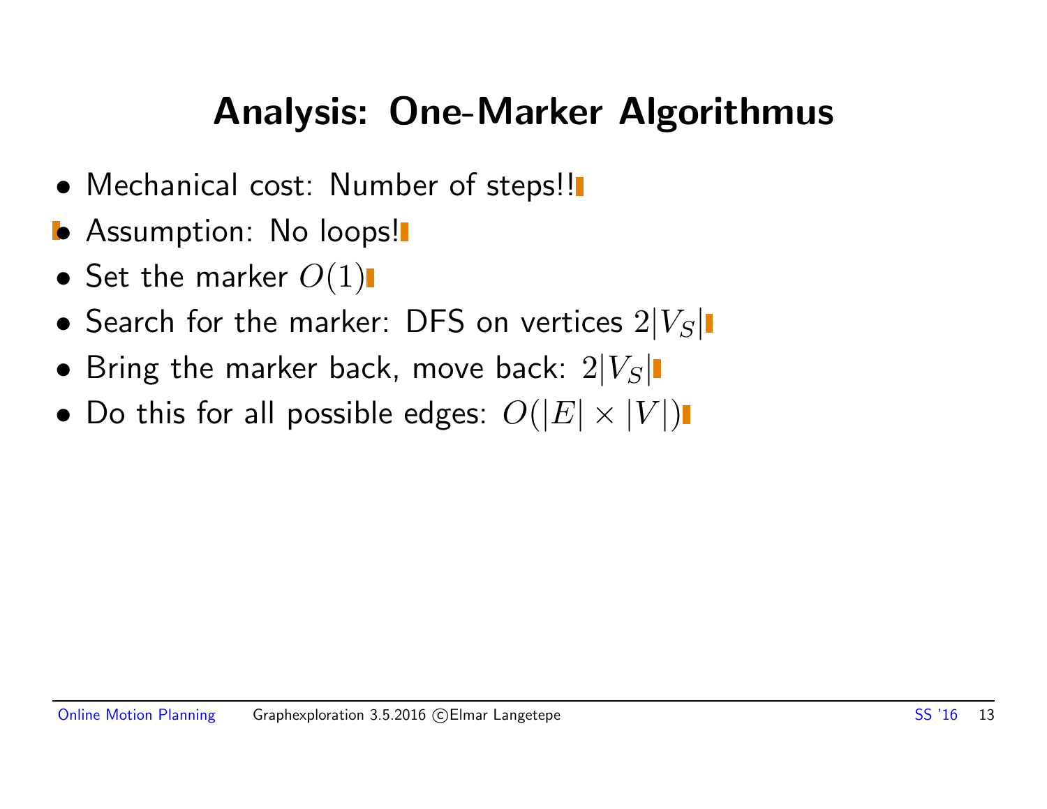# Analysis: One-Marker Algorithmus

- Mechanical cost: Number of steps!!
- Assumption: No loops!
- Set the marker $O(1)$
- Search for the marker: DFS on vertices $2|V_S|$
- Bring the marker back, move back: $2|V_S|$
- Do this for all possible edges: $O(|E| \times |V|)$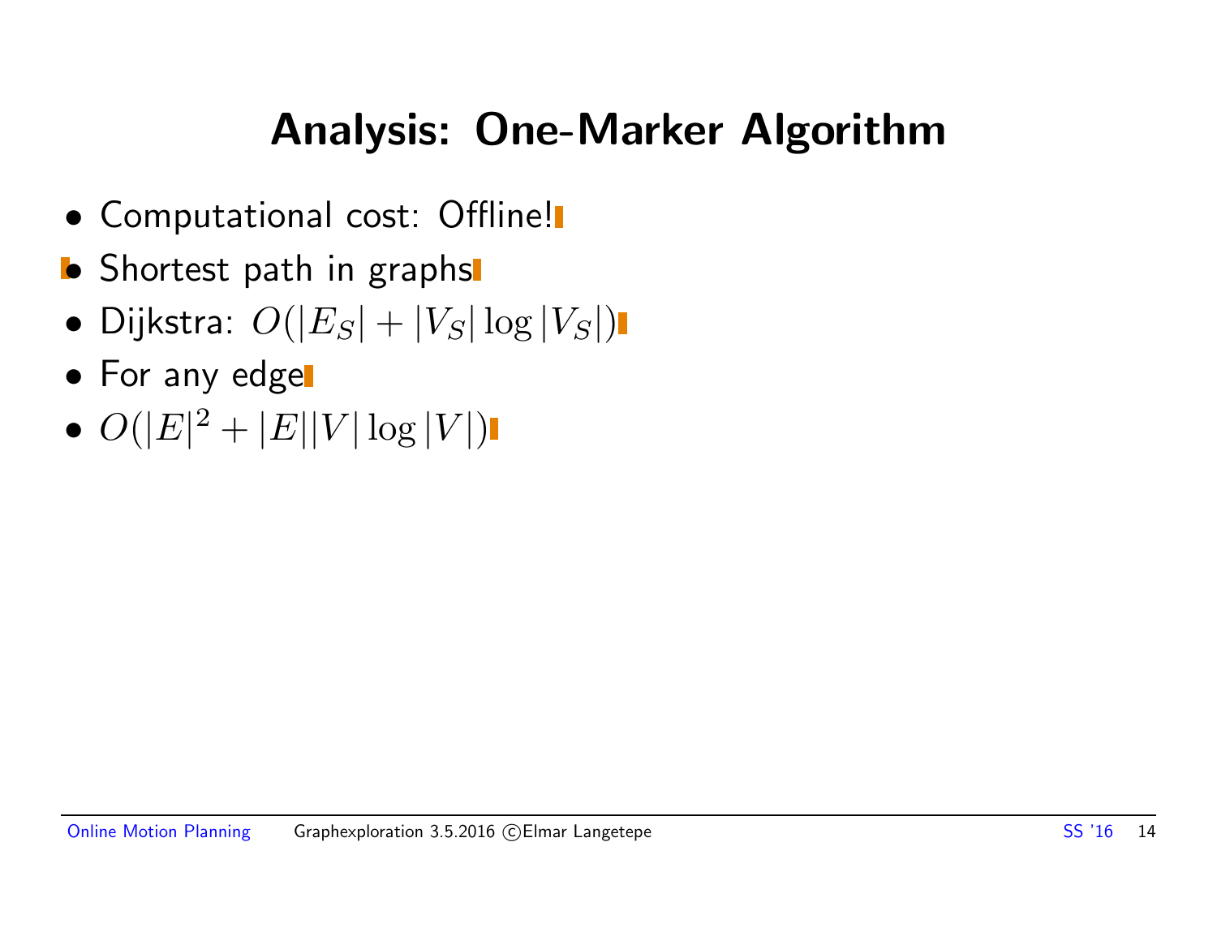# Analysis: One-Marker Algorithm

- Computational cost: Offline!
- Shortest path in graphs
- Dijkstra: $O(|E_S| + |V_S| \log |V_S|)$
- For any edge
- $O(|E|^2 + |E||V| \log |V|)$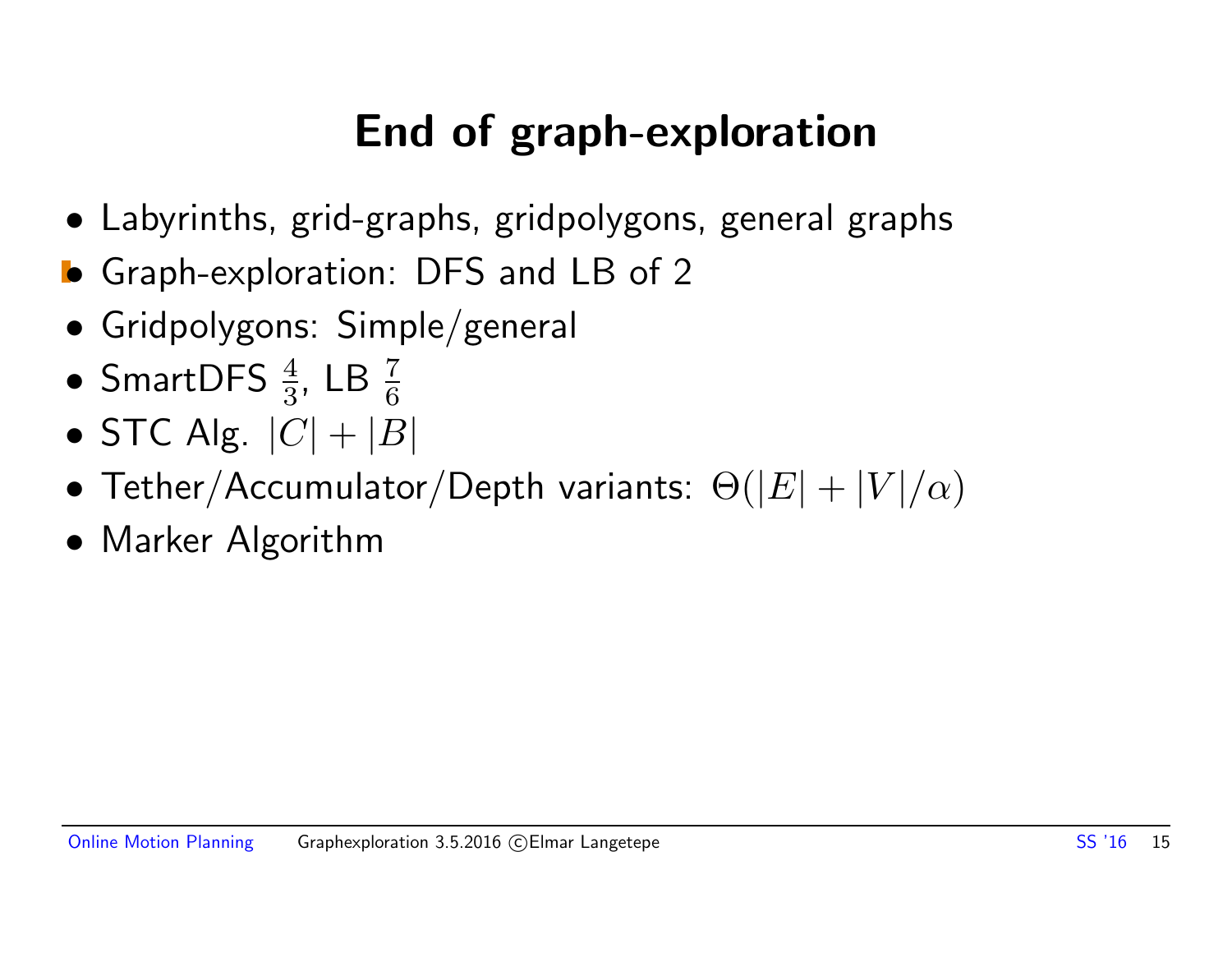# End of graph-exploration

- Labyrinths, grid-graphs, gridpolygons, general graphs
- Graph-exploration: DFS and LB of 2
- Gridpolygons: Simple/general
- SmartDFS $\frac{4}{3}$, LB $\frac{7}{6}$
- STC Alg. $|C| + |B|$
- Tether/Accumulator/Depth variants: $\Theta(|E| + |V|/\alpha)$
- Marker Algorithm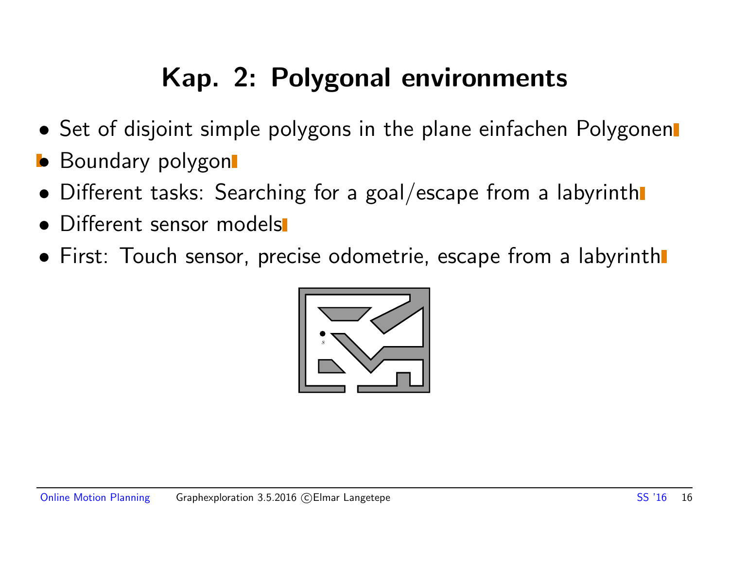# Kap. 2: Polygonal environments

- Set of disjoint simple polygons in the plane einfachen Polygonen
- Boundary polygon
- Different tasks: Searching for a goal/escape from a labyrinth
- Different sensor models
- First: Touch sensor, precise odometrie, escape from a labyrinth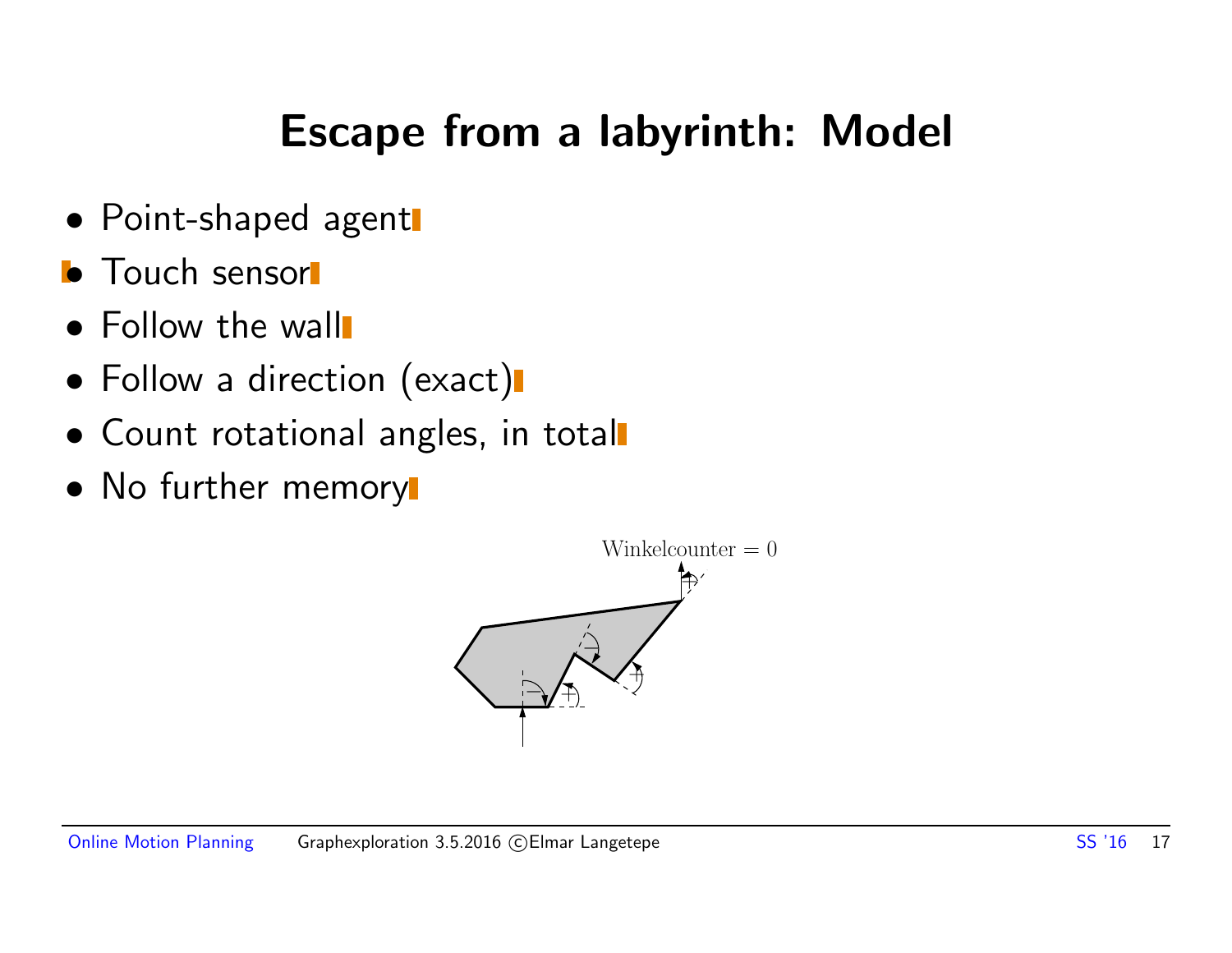# Escape from a labyrinth: Model

- Point-shaped agent
- Touch sensor
- Follow the wall
- Follow a direction (exact)
- Count rotational angles, in total
- No further memory

Winkelcounter = 0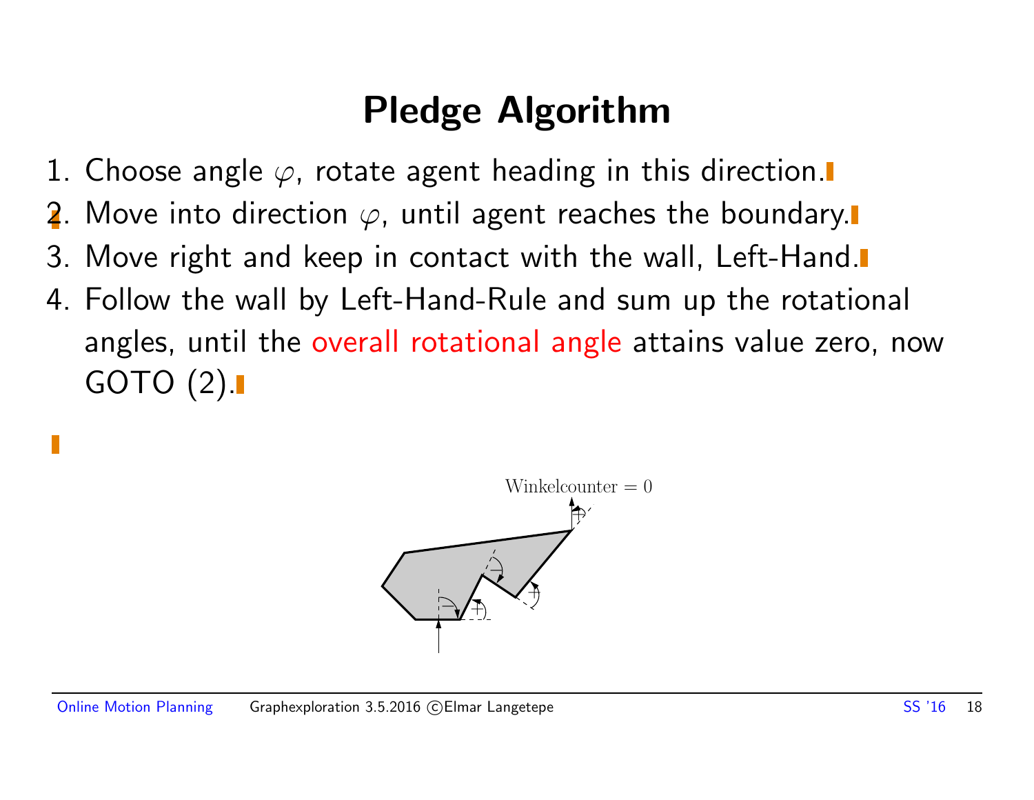# Pledge Algorithm

1. Choose angle $\varphi$, rotate agent heading in this direction.
2. Move into direction $\varphi$, until agent reaches the boundary.
3. Move right and keep in contact with the wall, Left-Hand.
4. Follow the wall by Left-Hand-Rule and sum up the rotational angles, until the overall rotational angle attains value zero, now GOTO (2).

Winkelcounter = 0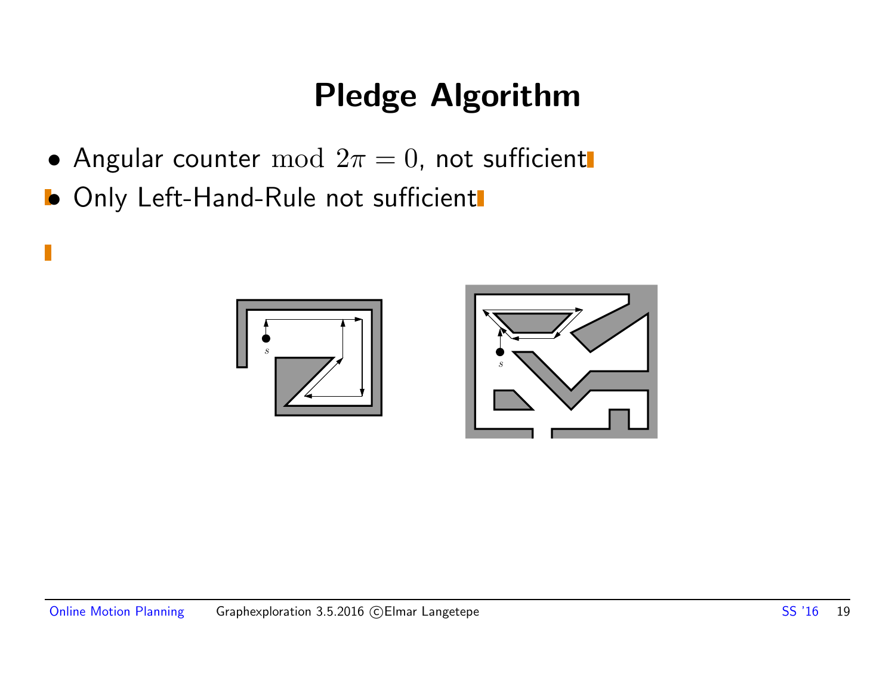# Pledge Algorithm

- Angular counter $\bmod 2\pi = 0$, not sufficient
- Only Left-Hand-Rule not sufficient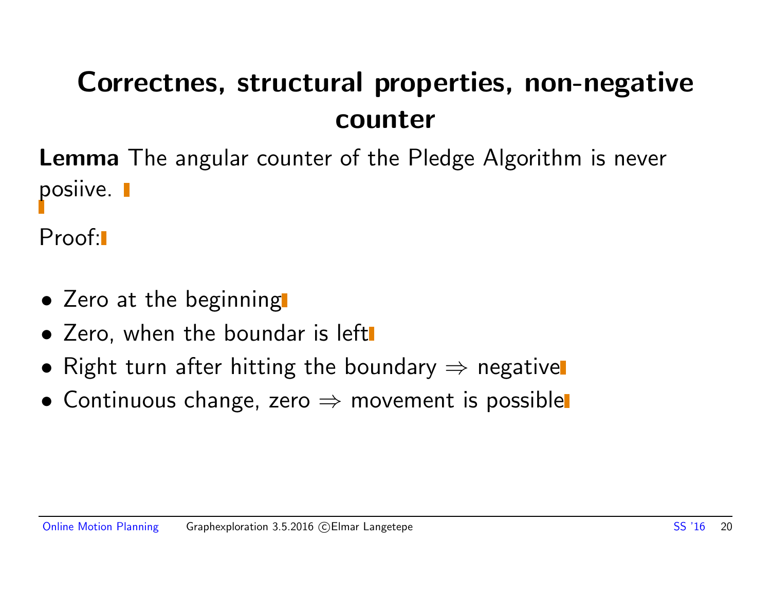# Correctnes, structural properties, non-negative counter

**Lemma** The angular counter of the Pledge Algorithm is never posiive.

Proof:

- Zero at the beginning
- Zero, when the boundar is left
- Right turn after hitting the boundary ⇒ negative
- Continuous change, zero ⇒ movement is possible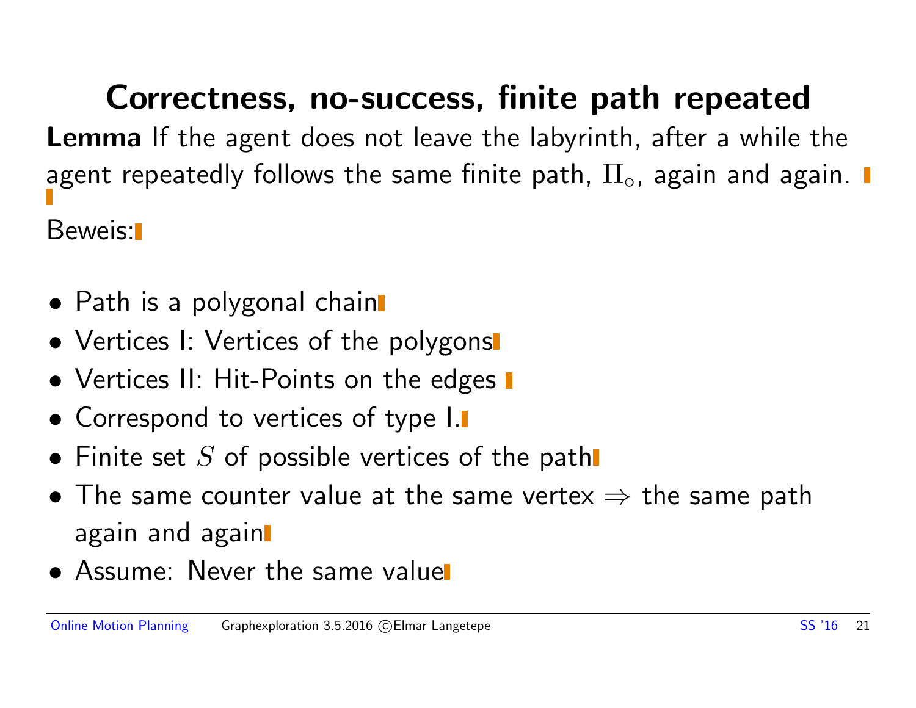# Correctness, no-success, finite path repeated

**Lemma** If the agent does not leave the labyrinth, after a while the agent repeatedly follows the same finite path, $\Pi_\circ$, again and again.

Beweis:

- Path is a polygonal chain
- Vertices I: Vertices of the polygons
- Vertices II: Hit-Points on the edges
- Correspond to vertices of type I.
- Finite set $S$ of possible vertices of the path
- The same counter value at the same vertex $\Rightarrow$ the same path again and again
- Assume: Never the same value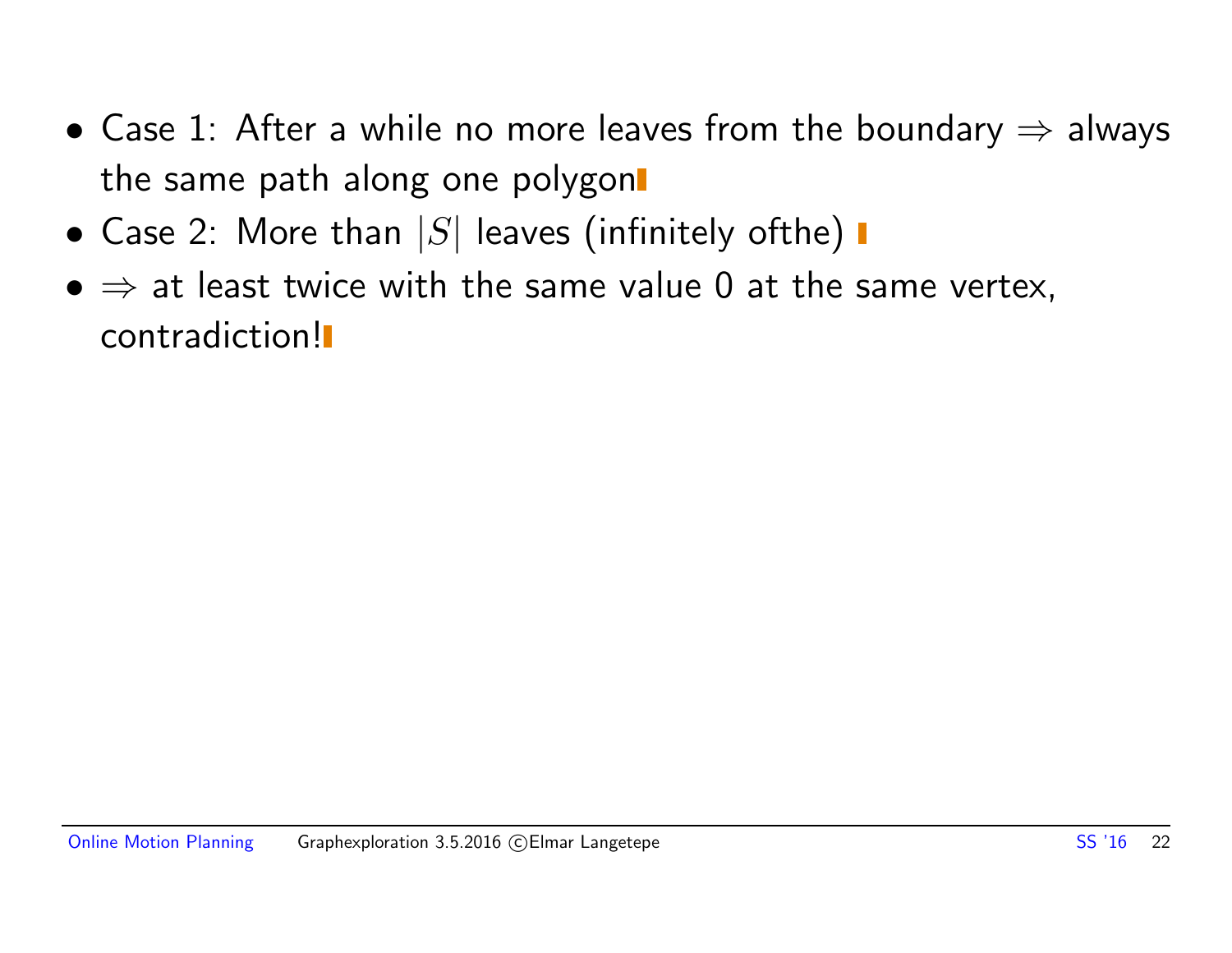- Case 1: After a while no more leaves from the boundary $\Rightarrow$ always the same path along one polygon
- Case 2: More than $|S|$ leaves (infinitely ofthe)
- $\Rightarrow$ at least twice with the same value 0 at the same vertex, contradiction!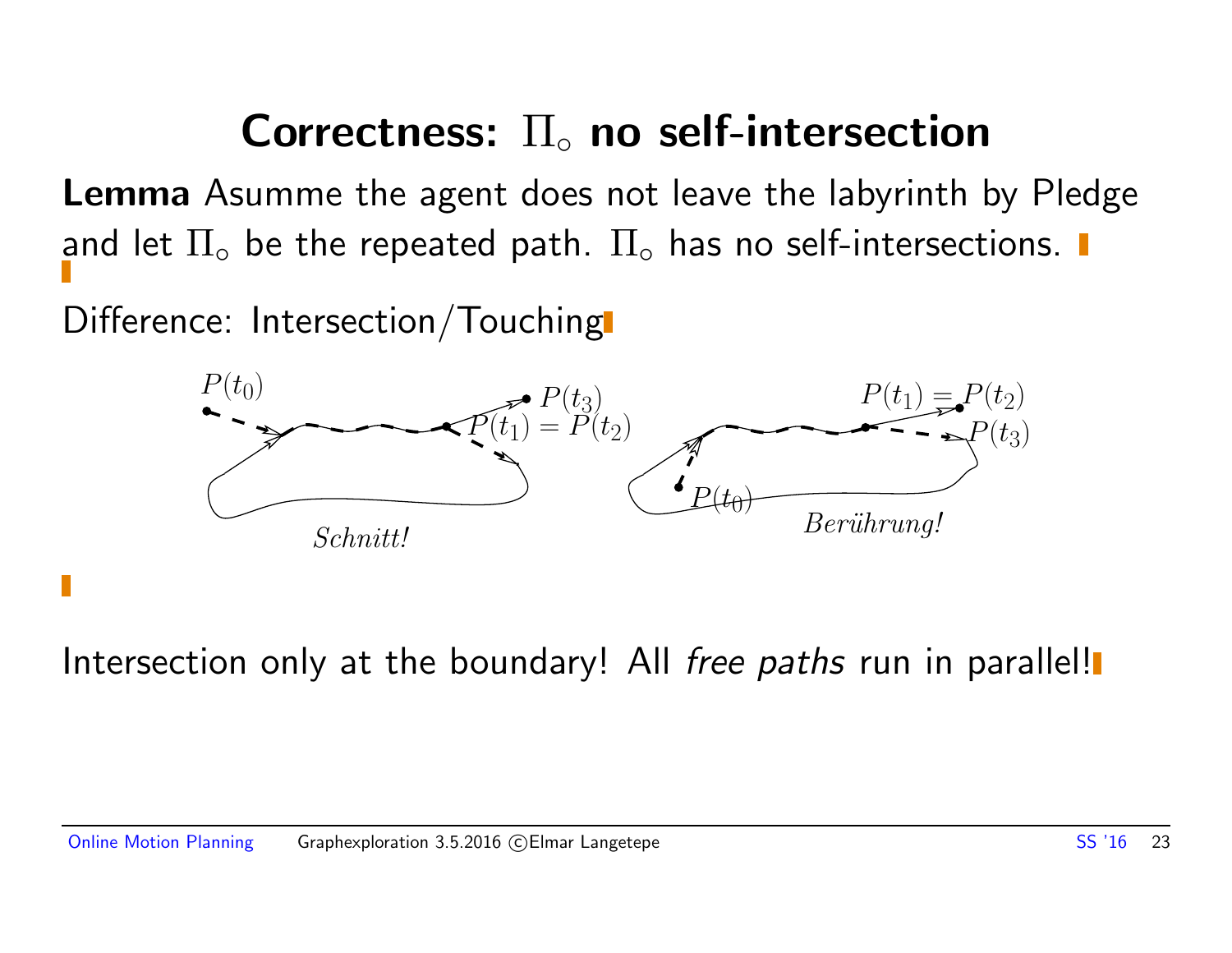# Correctness: $\Pi_\circ$ no self-intersection

**Lemma** Asumme the agent does not leave the labyrinth by Pledge and let $\Pi_\circ$ be the repeated path. $\Pi_\circ$ has no self-intersections.

Difference: Intersection/Touching

$P(t_0)$ $P(t_3)$ $P(t_1) = P(t_2)$ *Schnitt!*

$P(t_1) = P(t_2)$ $P(t_3)$ $P(t_0)$ *Berührung!*

Intersection only at the boundary! All *free paths* run in parallel!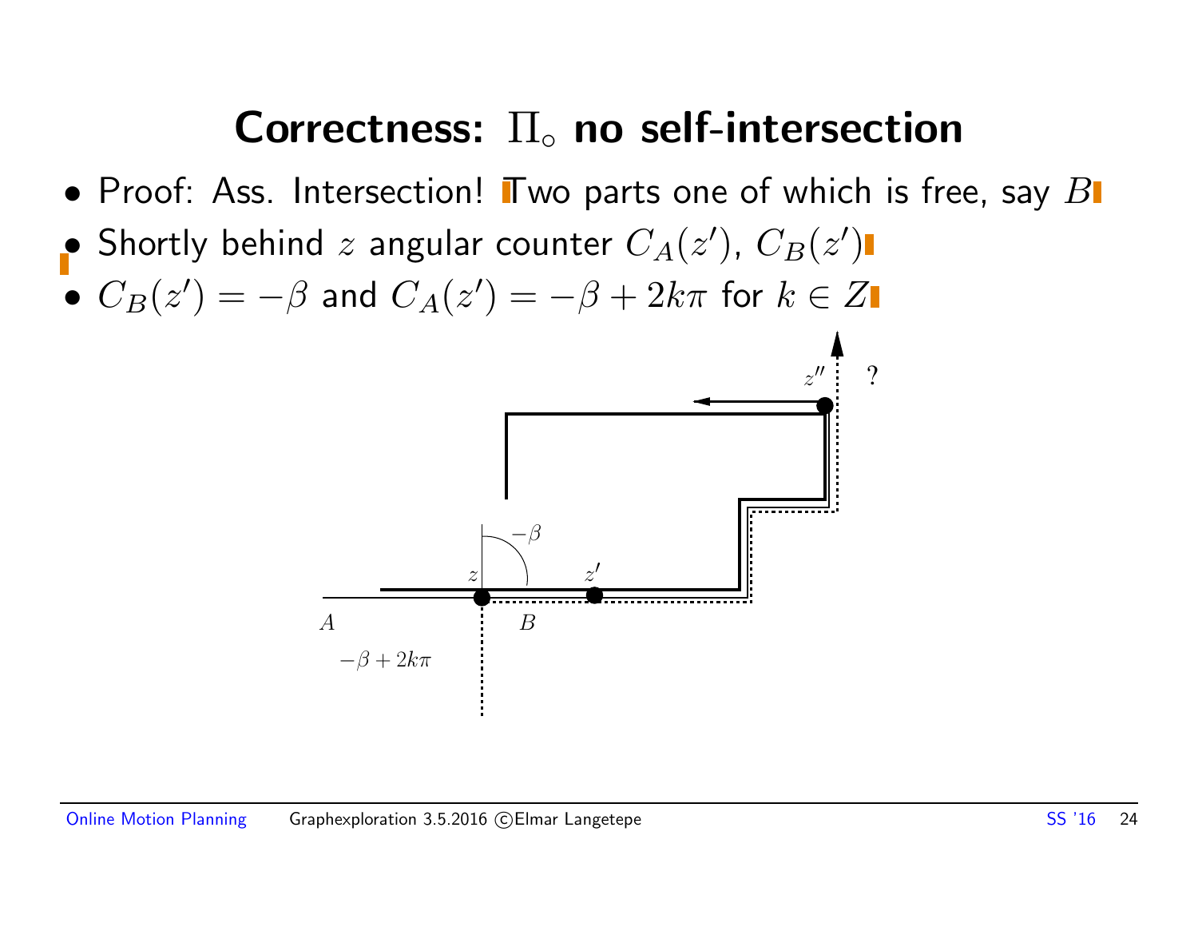# Correctness: $\Pi_\circ$ no self-intersection

- Proof: Ass. Intersection! Two parts one of which is free, say $B$
- Shortly behind $z$ angular counter $C_A(z')$, $C_B(z')$
- $C_B(z') = -\beta$ and $C_A(z') = -\beta + 2k\pi$ for $k \in Z$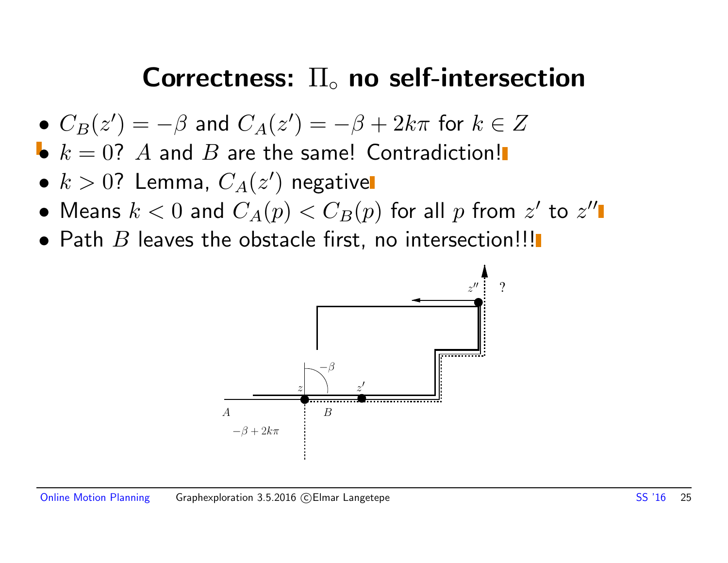# Correctness: $\Pi_\circ$ no self-intersection

- $C_B(z') = -\beta$ and $C_A(z') = -\beta + 2k\pi$ for $k \in Z$
- $k = 0$? $A$ and $B$ are the same! Contradiction!
- $k > 0$? Lemma, $C_A(z')$ negative
- Means $k < 0$ and $C_A(p) < C_B(p)$ for all $p$ from $z'$ to $z''$
- Path $B$ leaves the obstacle first, no intersection!!!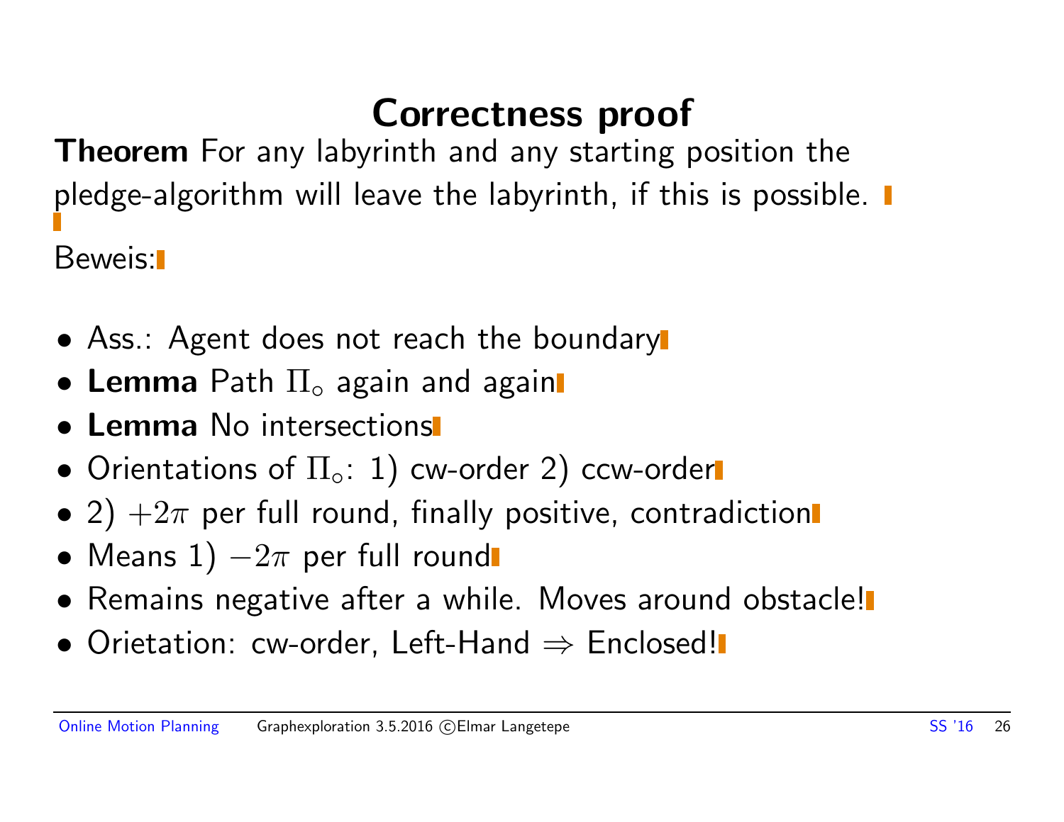# Correctness proof

**Theorem** For any labyrinth and any starting position the pledge-algorithm will leave the labyrinth, if this is possible.

Beweis:

- Ass.: Agent does not reach the boundary
- **Lemma** Path $\Pi_\circ$ again and again
- **Lemma** No intersections
- Orientations of $\Pi_\circ$: 1) cw-order 2) ccw-order
- 2) $+2\pi$ per full round, finally positive, contradiction
- Means 1) $-2\pi$ per full round
- Remains negative after a while. Moves around obstacle!
- Orietation: cw-order, Left-Hand $\Rightarrow$ Enclosed!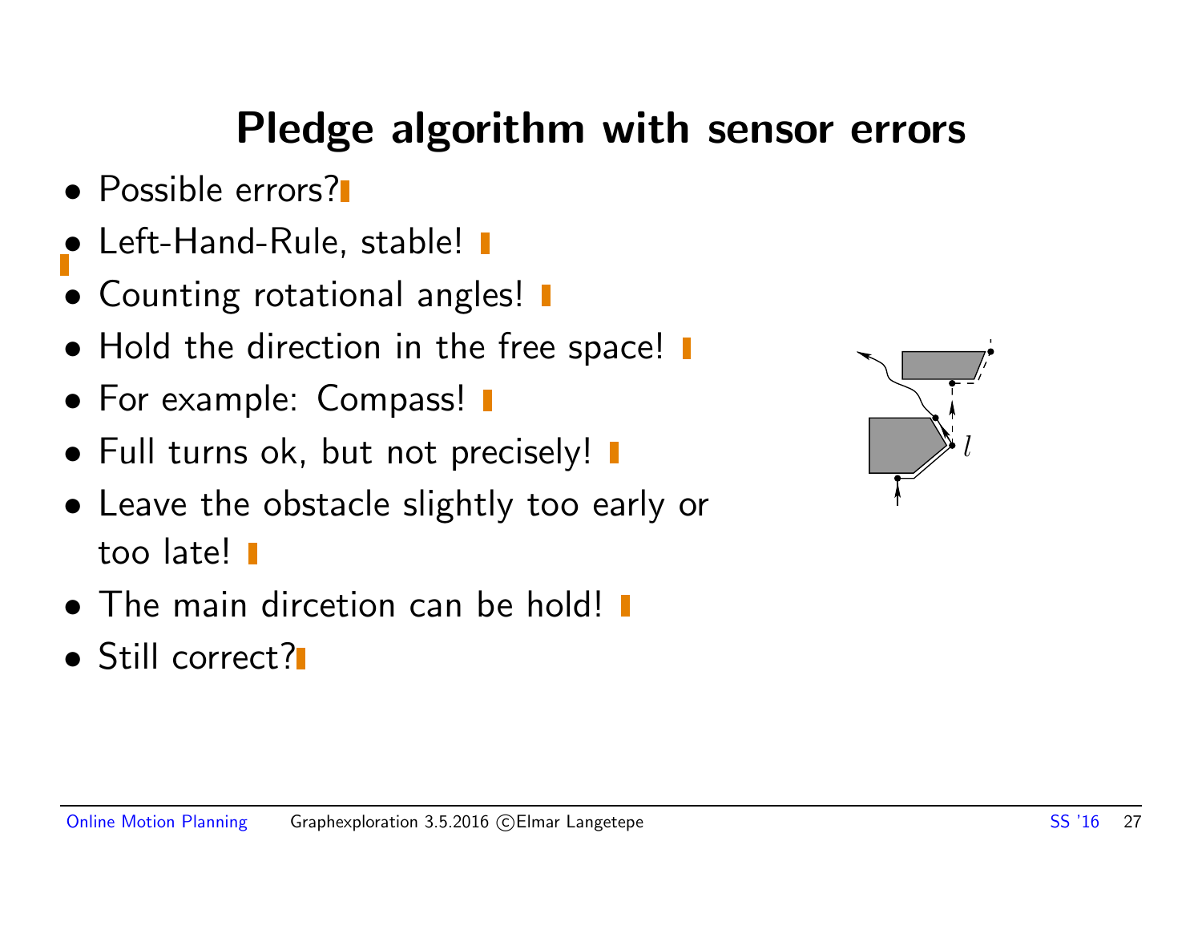# Pledge algorithm with sensor errors

- Possible errors?
- Left-Hand-Rule, stable!
- Counting rotational angles!
- Hold the direction in the free space!
- For example: Compass!
- Full turns ok, but not precisely!
- Leave the obstacle slightly too early or too late!
- The main dircetion can be hold!
- Still correct?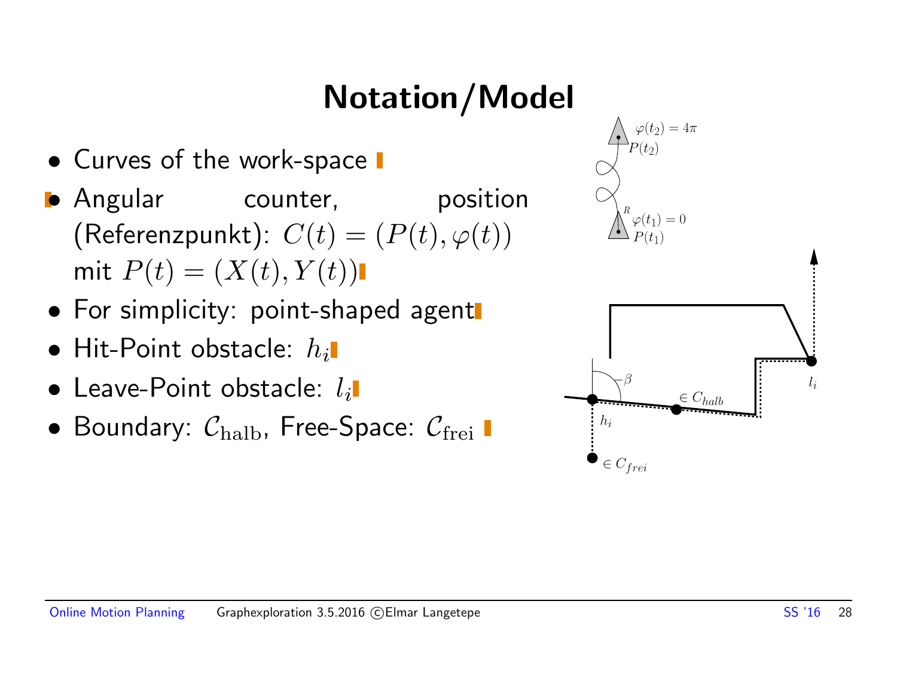# Notation/Model

- Curves of the work-space
- Angular counter, position (Referenzpunkt): $C(t) = (P(t), \varphi(t))$ mit $P(t) = (X(t), Y(t))$
- For simplicity: point-shaped agent
- Hit-Point obstacle: $h_i$
- Leave-Point obstacle: $l_i$
- Boundary: $\mathcal{C}_{\text{halb}}$, Free-Space: $\mathcal{C}_{\text{frei}}$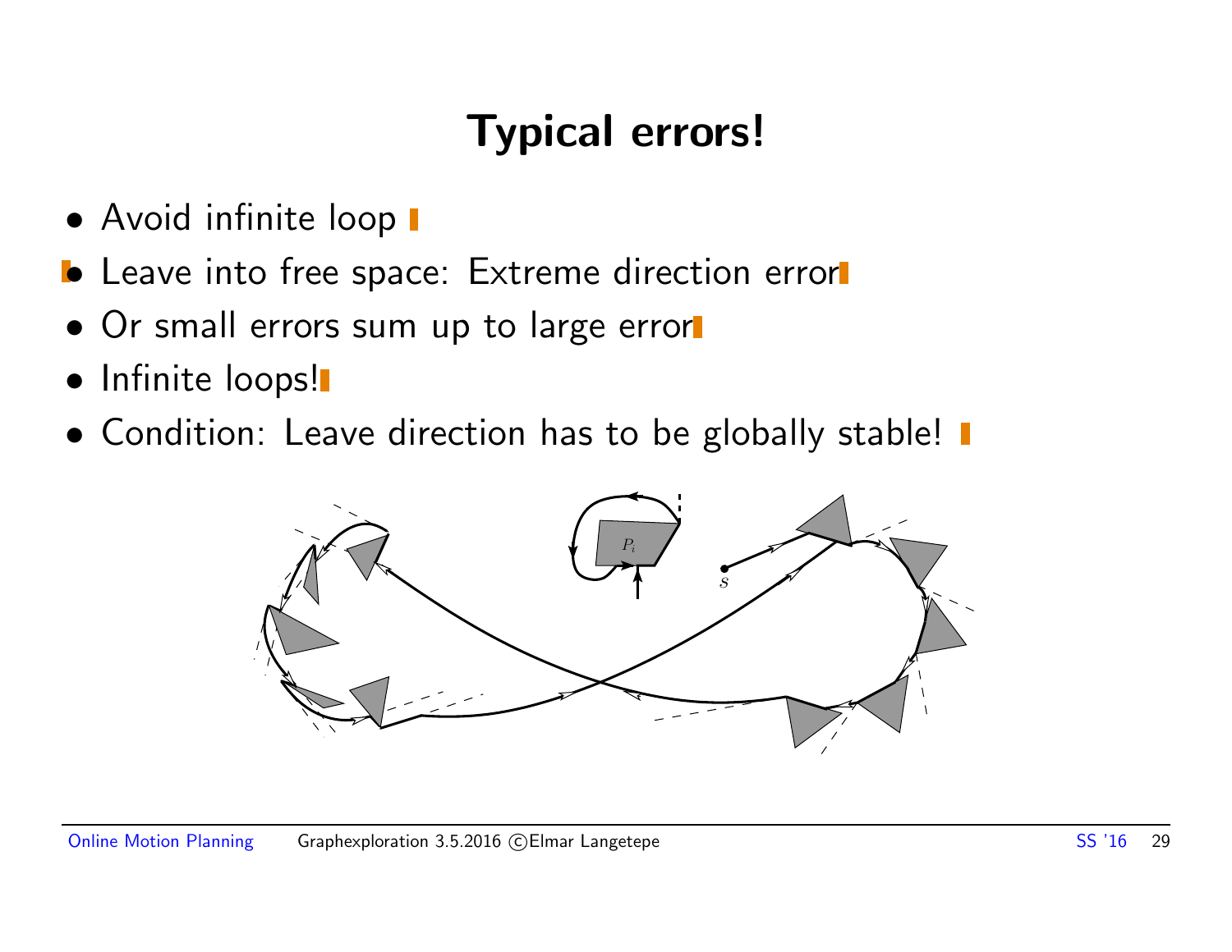# Typical errors!

- Avoid infinite loop
- Leave into free space: Extreme direction error
- Or small errors sum up to large error
- Infinite loops!
- Condition: Leave direction has to be globally stable!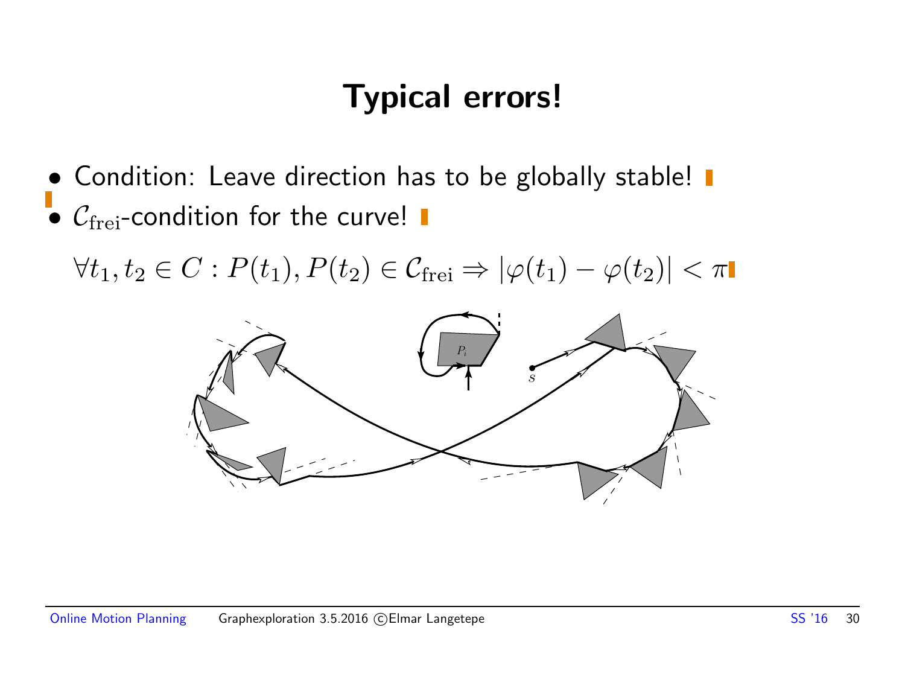# Typical errors!

- Condition: Leave direction has to be globally stable!
- $\mathcal{C}_{\text{frei}}$-condition for the curve!

$$\forall t_1, t_2 \in C : P(t_1), P(t_2) \in \mathcal{C}_{\text{frei}} \Rightarrow |\varphi(t_1) - \varphi(t_2)| < \pi$$

$P_i$

$s$